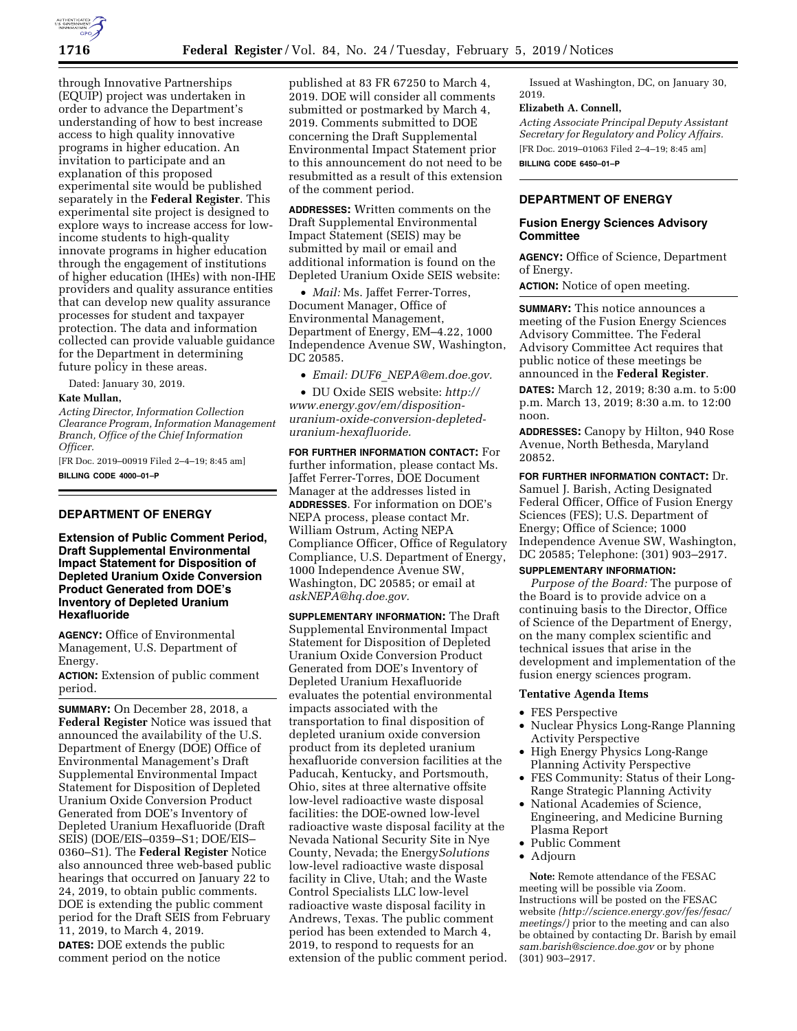through Innovative Partnerships (EQUIP) project was undertaken in order to advance the Department's understanding of how to best increase access to high quality innovative programs in higher education. An invitation to participate and an explanation of this proposed experimental site would be published separately in the **Federal Register**. This experimental site project is designed to explore ways to increase access for low-income students to high-quality innovate programs in higher education through the engagement of institutions of higher education (IHEs) with non-IHE providers and quality assurance entities that can develop new quality assurance processes for student and taxpayer protection. The data and information collected can provide valuable guidance for the Department in determining future policy in these areas.

Dated: January 30, 2019.

**Kate Mullan,**

*Acting Director, Information Collection Clearance Program, Information Management Branch, Office of the Chief Information Officer.*

[FR Doc. 2019–00919 Filed 2–4–19; 8:45 am]

**BILLING CODE 4000–01–P**

## DEPARTMENT OF ENERGY

### Extension of Public Comment Period, Draft Supplemental Environmental Impact Statement for Disposition of Depleted Uranium Oxide Conversion Product Generated from DOE's Inventory of Depleted Uranium Hexafluoride

**AGENCY:** Office of Environmental Management, U.S. Department of Energy.

**ACTION:** Extension of public comment period.

**SUMMARY:** On December 28, 2018, a **Federal Register** Notice was issued that announced the availability of the U.S. Department of Energy (DOE) Office of Environmental Management's Draft Supplemental Environmental Impact Statement for Disposition of Depleted Uranium Oxide Conversion Product Generated from DOE's Inventory of Depleted Uranium Hexafluoride (Draft SEIS) (DOE/EIS–0359–S1; DOE/EIS–0360–S1). The **Federal Register** Notice also announced three web-based public hearings that occurred on January 22 to 24, 2019, to obtain public comments. DOE is extending the public comment period for the Draft SEIS from February 11, 2019, to March 4, 2019.

**DATES:** DOE extends the public comment period on the notice published at 83 FR 67250 to March 4, 2019. DOE will consider all comments submitted or postmarked by March 4, 2019. Comments submitted to DOE concerning the Draft Supplemental Environmental Impact Statement prior to this announcement do not need to be resubmitted as a result of this extension of the comment period.

**ADDRESSES:** Written comments on the Draft Supplemental Environmental Impact Statement (SEIS) may be submitted by mail or email and additional information is found on the Depleted Uranium Oxide SEIS website:

- *Mail:* Ms. Jaffet Ferrer-Torres, Document Manager, Office of Environmental Management, Department of Energy, EM–4.22, 1000 Independence Avenue SW, Washington, DC 20585.
- *Email: DUF6_NEPA@em.doe.gov.*
- DU Oxide SEIS website: *http://www.energy.gov/em/disposition-uranium-oxide-conversion-depleted-uranium-hexafluoride.*

**FOR FURTHER INFORMATION CONTACT:** For further information, please contact Ms. Jaffet Ferrer-Torres, DOE Document Manager at the addresses listed in **ADDRESSES**. For information on DOE's NEPA process, please contact Mr. William Ostrum, Acting NEPA Compliance Officer, Office of Regulatory Compliance, U.S. Department of Energy, 1000 Independence Avenue SW, Washington, DC 20585; or email at *askNEPA@hq.doe.gov.*

**SUPPLEMENTARY INFORMATION:** The Draft Supplemental Environmental Impact Statement for Disposition of Depleted Uranium Oxide Conversion Product Generated from DOE's Inventory of Depleted Uranium Hexafluoride evaluates the potential environmental impacts associated with the transportation to final disposition of depleted uranium oxide conversion product from its depleted uranium hexafluoride conversion facilities at the Paducah, Kentucky, and Portsmouth, Ohio, sites at three alternative offsite low-level radioactive waste disposal facilities: the DOE-owned low-level radioactive waste disposal facility at the Nevada National Security Site in Nye County, Nevada; the Energy*Solutions* low-level radioactive waste disposal facility in Clive, Utah; and the Waste Control Specialists LLC low-level radioactive waste disposal facility in Andrews, Texas. The public comment period has been extended to March 4, 2019, to respond to requests for an extension of the public comment period.

Issued at Washington, DC, on January 30, 2019.

**Elizabeth A. Connell,**

*Acting Associate Principal Deputy Assistant Secretary for Regulatory and Policy Affairs.*

[FR Doc. 2019–01063 Filed 2–4–19; 8:45 am]

**BILLING CODE 6450–01–P**

## DEPARTMENT OF ENERGY

### Fusion Energy Sciences Advisory Committee

**AGENCY:** Office of Science, Department of Energy.

**ACTION:** Notice of open meeting.

**SUMMARY:** This notice announces a meeting of the Fusion Energy Sciences Advisory Committee. The Federal Advisory Committee Act requires that public notice of these meetings be announced in the **Federal Register**.

**DATES:** March 12, 2019; 8:30 a.m. to 5:00 p.m. March 13, 2019; 8:30 a.m. to 12:00 noon.

**ADDRESSES:** Canopy by Hilton, 940 Rose Avenue, North Bethesda, Maryland 20852.

**FOR FURTHER INFORMATION CONTACT:** Dr. Samuel J. Barish, Acting Designated Federal Officer, Office of Fusion Energy Sciences (FES); U.S. Department of Energy; Office of Science; 1000 Independence Avenue SW, Washington, DC 20585; Telephone: (301) 903–2917.

**SUPPLEMENTARY INFORMATION:**

*Purpose of the Board:* The purpose of the Board is to provide advice on a continuing basis to the Director, Office of Science of the Department of Energy, on the many complex scientific and technical issues that arise in the development and implementation of the fusion energy sciences program.

**Tentative Agenda Items**

- FES Perspective
- Nuclear Physics Long-Range Planning Activity Perspective
- High Energy Physics Long-Range Planning Activity Perspective
- FES Community: Status of their Long-Range Strategic Planning Activity
- National Academies of Science, Engineering, and Medicine Burning Plasma Report
- Public Comment
- Adjourn

**Note:** Remote attendance of the FESAC meeting will be possible via Zoom. Instructions will be posted on the FESAC website *(http://science.energy.gov/fes/fesac/meetings/)* prior to the meeting and can also be obtained by contacting Dr. Barish by email *sam.barish@science.doe.gov* or by phone (301) 903–2917.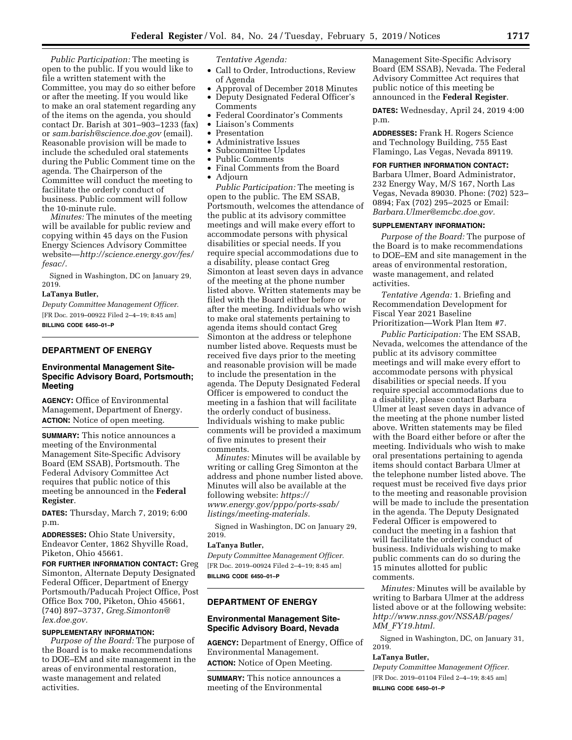*Public Participation:* The meeting is open to the public. If you would like to file a written statement with the Committee, you may do so either before or after the meeting. If you would like to make an oral statement regarding any of the items on the agenda, you should contact Dr. Barish at 301–903–1233 (fax) or *sam.barish@science.doe.gov* (email). Reasonable provision will be made to include the scheduled oral statements during the Public Comment time on the agenda. The Chairperson of the Committee will conduct the meeting to facilitate the orderly conduct of business. Public comment will follow the 10-minute rule.

*Minutes:* The minutes of the meeting will be available for public review and copying within 45 days on the Fusion Energy Sciences Advisory Committee website—*http://science.energy.gov/fes/fesac/*.

Signed in Washington, DC on January 29, 2019.

**LaTanya Butler,**

*Deputy Committee Management Officer.*

[FR Doc. 2019–00922 Filed 2–4–19; 8:45 am]

**BILLING CODE 6450–01–P**

## DEPARTMENT OF ENERGY

### Environmental Management Site-Specific Advisory Board, Portsmouth; Meeting

**AGENCY:** Office of Environmental Management, Department of Energy.

**ACTION:** Notice of open meeting.

**SUMMARY:** This notice announces a meeting of the Environmental Management Site-Specific Advisory Board (EM SSAB), Portsmouth. The Federal Advisory Committee Act requires that public notice of this meeting be announced in the **Federal Register**.

**DATES:** Thursday, March 7, 2019; 6:00 p.m.

**ADDRESSES:** Ohio State University, Endeavor Center, 1862 Shyville Road, Piketon, Ohio 45661.

**FOR FURTHER INFORMATION CONTACT:** Greg Simonton, Alternate Deputy Designated Federal Officer, Department of Energy Portsmouth/Paducah Project Office, Post Office Box 700, Piketon, Ohio 45661, (740) 897–3737, *Greg.Simonton@lex.doe.gov*.

**SUPPLEMENTARY INFORMATION:**

*Purpose of the Board:* The purpose of the Board is to make recommendations to DOE–EM and site management in the areas of environmental restoration, waste management and related activities.

*Tentative Agenda:*

- Call to Order, Introductions, Review of Agenda
- Approval of December 2018 Minutes
- Deputy Designated Federal Officer's Comments
- Federal Coordinator's Comments
- Liaison's Comments
- Presentation
- Administrative Issues
- Subcommittee Updates
- Public Comments
- Final Comments from the Board
- Adjourn

*Public Participation:* The meeting is open to the public. The EM SSAB, Portsmouth, welcomes the attendance of the public at its advisory committee meetings and will make every effort to accommodate persons with physical disabilities or special needs. If you require special accommodations due to a disability, please contact Greg Simonton at least seven days in advance of the meeting at the phone number listed above. Written statements may be filed with the Board either before or after the meeting. Individuals who wish to make oral statements pertaining to agenda items should contact Greg Simonton at the address or telephone number listed above. Requests must be received five days prior to the meeting and reasonable provision will be made to include the presentation in the agenda. The Deputy Designated Federal Officer is empowered to conduct the meeting in a fashion that will facilitate the orderly conduct of business. Individuals wishing to make public comments will be provided a maximum of five minutes to present their comments.

*Minutes:* Minutes will be available by writing or calling Greg Simonton at the address and phone number listed above. Minutes will also be available at the following website: *https://www.energy.gov/pppo/ports-ssab/listings/meeting-materials*.

Signed in Washington, DC on January 29, 2019.

**LaTanya Butler,**

*Deputy Committee Management Officer.*

[FR Doc. 2019–00924 Filed 2–4–19; 8:45 am]

**BILLING CODE 6450–01–P**

## DEPARTMENT OF ENERGY

### Environmental Management Site-Specific Advisory Board, Nevada

**AGENCY:** Department of Energy, Office of Environmental Management.

**ACTION:** Notice of Open Meeting.

**SUMMARY:** This notice announces a meeting of the Environmental Management Site-Specific Advisory Board (EM SSAB), Nevada. The Federal Advisory Committee Act requires that public notice of this meeting be announced in the **Federal Register**.

**DATES:** Wednesday, April 24, 2019 4:00 p.m.

**ADDRESSES:** Frank H. Rogers Science and Technology Building, 755 East Flamingo, Las Vegas, Nevada 89119.

**FOR FURTHER INFORMATION CONTACT:** Barbara Ulmer, Board Administrator, 232 Energy Way, M/S 167, North Las Vegas, Nevada 89030. Phone: (702) 523–0894; Fax (702) 295–2025 or Email: *Barbara.Ulmer@emcbc.doe.gov*.

**SUPPLEMENTARY INFORMATION:**

*Purpose of the Board:* The purpose of the Board is to make recommendations to DOE–EM and site management in the areas of environmental restoration, waste management, and related activities.

*Tentative Agenda:* 1. Briefing and Recommendation Development for Fiscal Year 2021 Baseline Prioritization—Work Plan Item #7.

*Public Participation:* The EM SSAB, Nevada, welcomes the attendance of the public at its advisory committee meetings and will make every effort to accommodate persons with physical disabilities or special needs. If you require special accommodations due to a disability, please contact Barbara Ulmer at least seven days in advance of the meeting at the phone number listed above. Written statements may be filed with the Board either before or after the meeting. Individuals who wish to make oral presentations pertaining to agenda items should contact Barbara Ulmer at the telephone number listed above. The request must be received five days prior to the meeting and reasonable provision will be made to include the presentation in the agenda. The Deputy Designated Federal Officer is empowered to conduct the meeting in a fashion that will facilitate the orderly conduct of business. Individuals wishing to make public comments can do so during the 15 minutes allotted for public comments.

*Minutes:* Minutes will be available by writing to Barbara Ulmer at the address listed above or at the following website: *http://www.nnss.gov/NSSAB/pages/MM_FY19.html*.

Signed in Washington, DC, on January 31, 2019.

**LaTanya Butler,**

*Deputy Committee Management Officer.*

[FR Doc. 2019–01104 Filed 2–4–19; 8:45 am]

**BILLING CODE 6450–01–P**